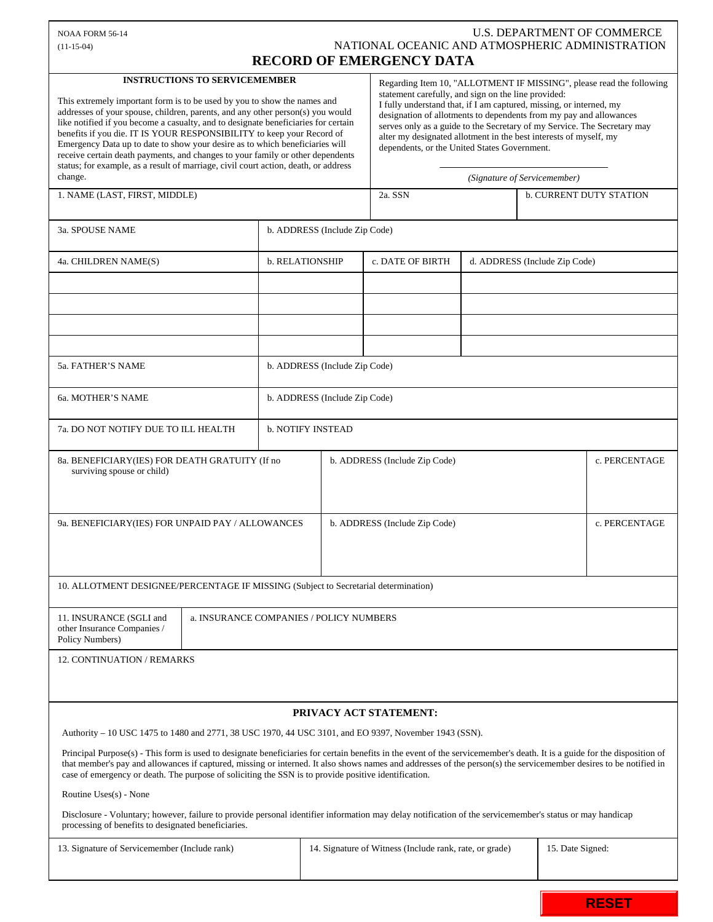NOAA FORM 56-14
(11-15-04)

U.S. DEPARTMENT OF COMMERCE
NATIONAL OCEANIC AND ATMOSPHERIC ADMINISTRATION

# RECORD OF EMERGENCY DATA

**INSTRUCTIONS TO SERVICEMEMBER**

This extremely important form is to be used by you to show the names and addresses of your spouse, children, parents, and any other person(s) you would like notified if you become a casualty, and to designate beneficiaries for certain benefits if you die. IT IS YOUR RESPONSIBILITY to keep your Record of Emergency Data up to date to show your desire as to which beneficiaries will receive certain death payments, and changes to your family or other dependents status; for example, as a result of marriage, civil court action, death, or address change.

Regarding Item 10, "ALLOTMENT IF MISSING", please read the following statement carefully, and sign on the line provided:
I fully understand that, if I am captured, missing, or interned, my designation of allotments to dependents from my pay and allowances serves only as a guide to the Secretary of my Service. The Secretary may alter my designated allotment in the best interests of myself, my dependents, or the United States Government.

_______________________________
*(Signature of Servicemember)*

| 1. NAME (LAST, FIRST, MIDDLE) | 2a. SSN | b. CURRENT DUTY STATION |
|---|---|---|
| | | |

| 3a. SPOUSE NAME | b. ADDRESS (Include Zip Code) |
|---|---|
| | |

| 4a. CHILDREN NAME(S) | b. RELATIONSHIP | c. DATE OF BIRTH | d. ADDRESS (Include Zip Code) |
|---|---|---|---|
| | | | |
| | | | |
| | | | |
| | | | |

| 5a. FATHER'S NAME | b. ADDRESS (Include Zip Code) |
|---|---|
| 6a. MOTHER'S NAME | b. ADDRESS (Include Zip Code) |
| 7a. DO NOT NOTIFY DUE TO ILL HEALTH | b. NOTIFY INSTEAD |

| 8a. BENEFICIARY(IES) FOR DEATH GRATUITY (If no surviving spouse or child) | b. ADDRESS (Include Zip Code) | c. PERCENTAGE |
|---|---|---|
| | | |

| 9a. BENEFICIARY(IES) FOR UNPAID PAY / ALLOWANCES | b. ADDRESS (Include Zip Code) | c. PERCENTAGE |
|---|---|---|
| | | |

10. ALLOTMENT DESIGNEE/PERCENTAGE IF MISSING (Subject to Secretarial determination)

| 11. INSURANCE (SGLI and other Insurance Companies / Policy Numbers) | a. INSURANCE COMPANIES / POLICY NUMBERS |
|---|---|
| | |

12. CONTINUATION / REMARKS

**PRIVACY ACT STATEMENT:**

Authority – 10 USC 1475 to 1480 and 2771, 38 USC 1970, 44 USC 3101, and EO 9397, November 1943 (SSN).

Principal Purpose(s) - This form is used to designate beneficiaries for certain benefits in the event of the servicemember's death. It is a guide for the disposition of that member's pay and allowances if captured, missing or interned. It also shows names and addresses of the person(s) the servicemember desires to be notified in case of emergency or death. The purpose of soliciting the SSN is to provide positive identification.

Routine Uses(s) - None

Disclosure - Voluntary; however, failure to provide personal identifier information may delay notification of the servicemember's status or may handicap processing of benefits to designated beneficiaries.

| 13. Signature of Servicemember (Include rank) | 14. Signature of Witness (Include rank, rate, or grade) | 15. Date Signed: |
|---|---|---|
| | | |

RESET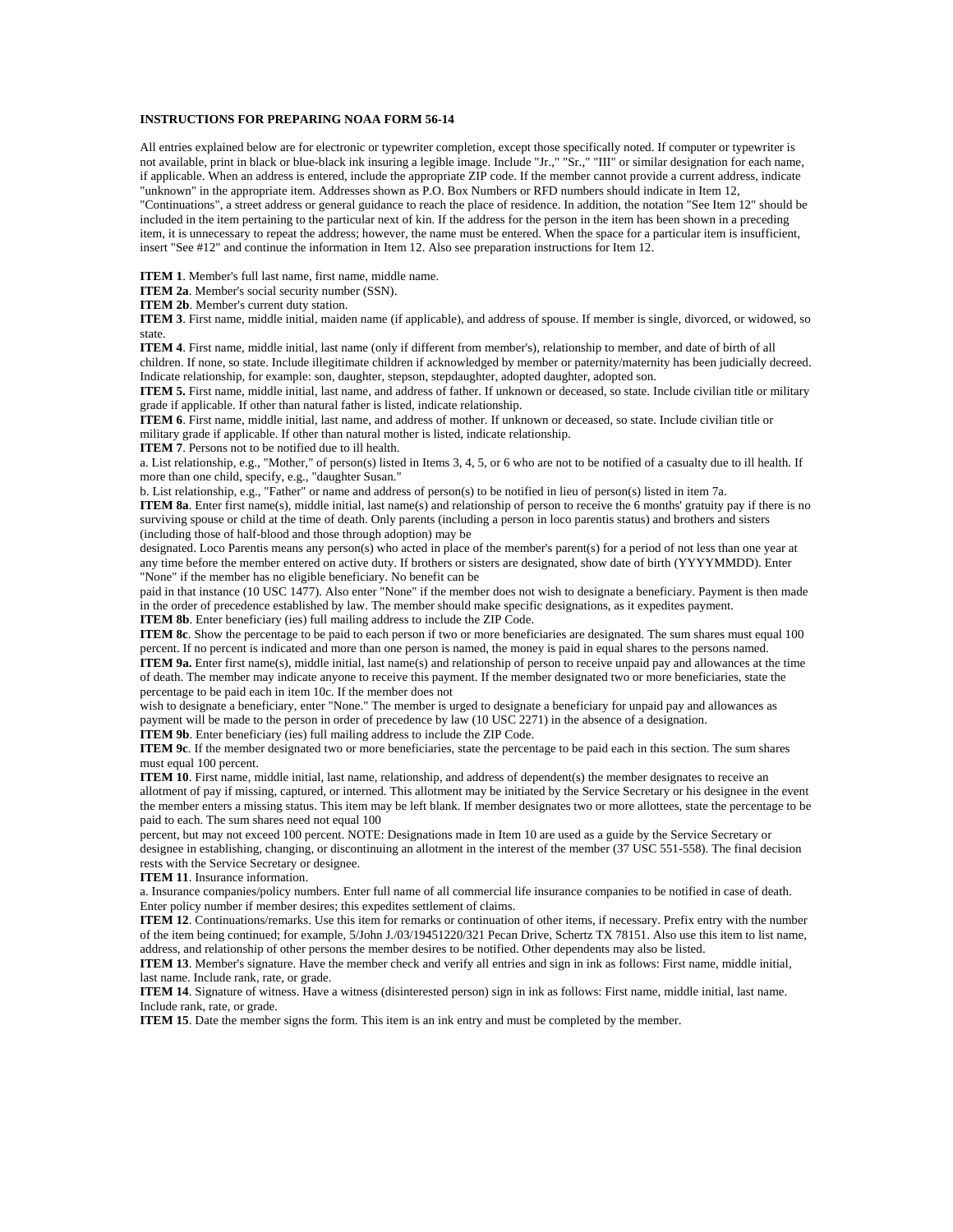**INSTRUCTIONS FOR PREPARING NOAA FORM 56-14**

All entries explained below are for electronic or typewriter completion, except those specifically noted. If computer or typewriter is not available, print in black or blue-black ink insuring a legible image. Include "Jr.," "Sr.," "III" or similar designation for each name, if applicable. When an address is entered, include the appropriate ZIP code. If the member cannot provide a current address, indicate "unknown" in the appropriate item. Addresses shown as P.O. Box Numbers or RFD numbers should indicate in Item 12, "Continuations", a street address or general guidance to reach the place of residence. In addition, the notation "See Item 12" should be included in the item pertaining to the particular next of kin. If the address for the person in the item has been shown in a preceding item, it is unnecessary to repeat the address; however, the name must be entered. When the space for a particular item is insufficient, insert "See #12" and continue the information in Item 12. Also see preparation instructions for Item 12.

**ITEM 1**. Member's full last name, first name, middle name.
**ITEM 2a**. Member's social security number (SSN).
**ITEM 2b**. Member's current duty station.
**ITEM 3**. First name, middle initial, maiden name (if applicable), and address of spouse. If member is single, divorced, or widowed, so state.
**ITEM 4**. First name, middle initial, last name (only if different from member's), relationship to member, and date of birth of all children. If none, so state. Include illegitimate children if acknowledged by member or paternity/maternity has been judicially decreed. Indicate relationship, for example: son, daughter, stepson, stepdaughter, adopted daughter, adopted son.
**ITEM 5.** First name, middle initial, last name, and address of father. If unknown or deceased, so state. Include civilian title or military grade if applicable. If other than natural father is listed, indicate relationship.
**ITEM 6**. First name, middle initial, last name, and address of mother. If unknown or deceased, so state. Include civilian title or military grade if applicable. If other than natural mother is listed, indicate relationship.
**ITEM 7**. Persons not to be notified due to ill health.
a. List relationship, e.g., "Mother," of person(s) listed in Items 3, 4, 5, or 6 who are not to be notified of a casualty due to ill health. If more than one child, specify, e.g., "daughter Susan."
b. List relationship, e.g., "Father" or name and address of person(s) to be notified in lieu of person(s) listed in item 7a.
**ITEM 8a**. Enter first name(s), middle initial, last name(s) and relationship of person to receive the 6 months' gratuity pay if there is no surviving spouse or child at the time of death. Only parents (including a person in loco parentis status) and brothers and sisters (including those of half-blood and those through adoption) may be designated. Loco Parentis means any person(s) who acted in place of the member's parent(s) for a period of not less than one year at any time before the member entered on active duty. If brothers or sisters are designated, show date of birth (YYYYMMDD). Enter "None" if the member has no eligible beneficiary. No benefit can be paid in that instance (10 USC 1477). Also enter "None" if the member does not wish to designate a beneficiary. Payment is then made in the order of precedence established by law. The member should make specific designations, as it expedites payment.
**ITEM 8b**. Enter beneficiary (ies) full mailing address to include the ZIP Code.
**ITEM 8c**. Show the percentage to be paid to each person if two or more beneficiaries are designated. The sum shares must equal 100 percent. If no percent is indicated and more than one person is named, the money is paid in equal shares to the persons named.
**ITEM 9a.** Enter first name(s), middle initial, last name(s) and relationship of person to receive unpaid pay and allowances at the time of death. The member may indicate anyone to receive this payment. If the member designated two or more beneficiaries, state the percentage to be paid each in item 10c. If the member does not wish to designate a beneficiary, enter "None." The member is urged to designate a beneficiary for unpaid pay and allowances as payment will be made to the person in order of precedence by law (10 USC 2271) in the absence of a designation.
**ITEM 9b**. Enter beneficiary (ies) full mailing address to include the ZIP Code.
**ITEM 9c**. If the member designated two or more beneficiaries, state the percentage to be paid each in this section. The sum shares must equal 100 percent.
**ITEM 10**. First name, middle initial, last name, relationship, and address of dependent(s) the member designates to receive an allotment of pay if missing, captured, or interned. This allotment may be initiated by the Service Secretary or his designee in the event the member enters a missing status. This item may be left blank. If member designates two or more allottees, state the percentage to be paid to each. The sum shares need not equal 100 percent, but may not exceed 100 percent. NOTE: Designations made in Item 10 are used as a guide by the Service Secretary or designee in establishing, changing, or discontinuing an allotment in the interest of the member (37 USC 551-558). The final decision rests with the Service Secretary or designee.
**ITEM 11**. Insurance information.
a. Insurance companies/policy numbers. Enter full name of all commercial life insurance companies to be notified in case of death. Enter policy number if member desires; this expedites settlement of claims.
**ITEM 12**. Continuations/remarks. Use this item for remarks or continuation of other items, if necessary. Prefix entry with the number of the item being continued; for example, 5/John J./03/19451220/321 Pecan Drive, Schertz TX 78151. Also use this item to list name, address, and relationship of other persons the member desires to be notified. Other dependents may also be listed.
**ITEM 13**. Member's signature. Have the member check and verify all entries and sign in ink as follows: First name, middle initial, last name. Include rank, rate, or grade.
**ITEM 14**. Signature of witness. Have a witness (disinterested person) sign in ink as follows: First name, middle initial, last name. Include rank, rate, or grade.
**ITEM 15**. Date the member signs the form. This item is an ink entry and must be completed by the member.